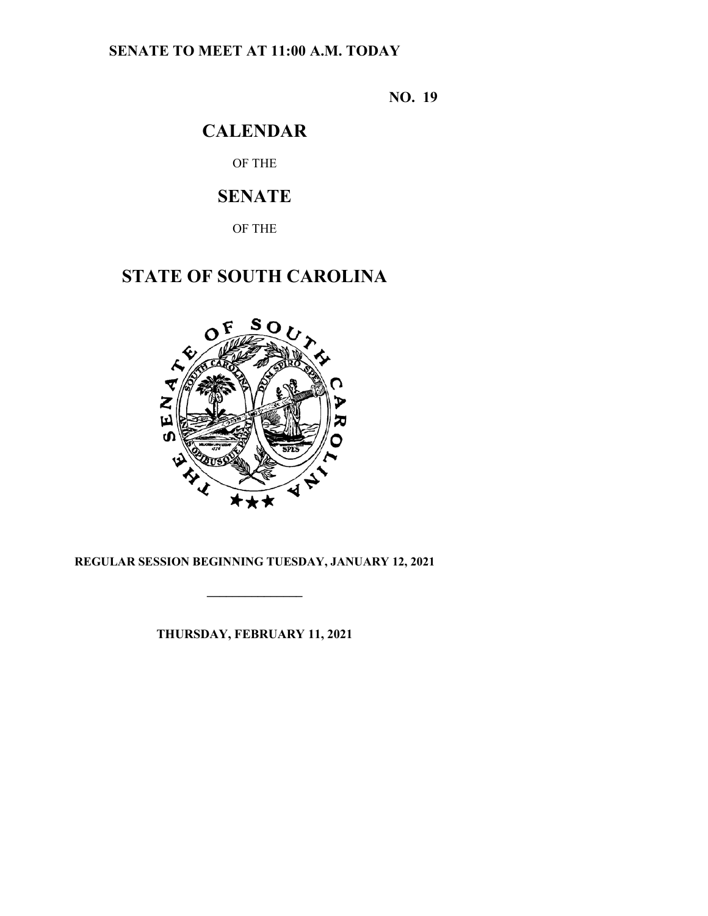**SENATE TO MEET AT 11:00 A.M. TODAY**

**NO. 19**

# CALENDAR

OF THE

# SENATE

OF THE

# STATE OF SOUTH CAROLINA

**REGULAR SESSION BEGINNING TUESDAY, JANUARY 12, 2021**

---

**THURSDAY, FEBRUARY 11, 2021**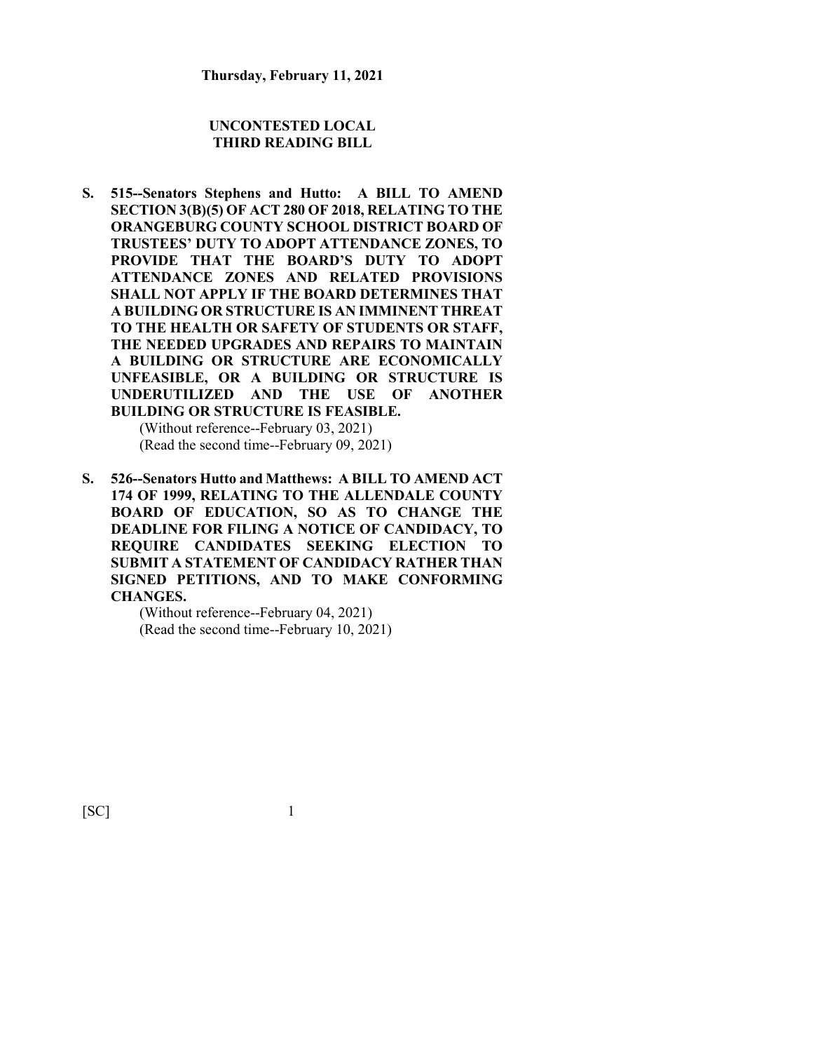**Thursday, February 11, 2021**

## UNCONTESTED LOCAL THIRD READING BILL

**S. 515--Senators Stephens and Hutto: A BILL TO AMEND SECTION 3(B)(5) OF ACT 280 OF 2018, RELATING TO THE ORANGEBURG COUNTY SCHOOL DISTRICT BOARD OF TRUSTEES' DUTY TO ADOPT ATTENDANCE ZONES, TO PROVIDE THAT THE BOARD'S DUTY TO ADOPT ATTENDANCE ZONES AND RELATED PROVISIONS SHALL NOT APPLY IF THE BOARD DETERMINES THAT A BUILDING OR STRUCTURE IS AN IMMINENT THREAT TO THE HEALTH OR SAFETY OF STUDENTS OR STAFF, THE NEEDED UPGRADES AND REPAIRS TO MAINTAIN A BUILDING OR STRUCTURE ARE ECONOMICALLY UNFEASIBLE, OR A BUILDING OR STRUCTURE IS UNDERUTILIZED AND THE USE OF ANOTHER BUILDING OR STRUCTURE IS FEASIBLE.**

(Without reference--February 03, 2021)
(Read the second time--February 09, 2021)

**S. 526--Senators Hutto and Matthews: A BILL TO AMEND ACT 174 OF 1999, RELATING TO THE ALLENDALE COUNTY BOARD OF EDUCATION, SO AS TO CHANGE THE DEADLINE FOR FILING A NOTICE OF CANDIDACY, TO REQUIRE CANDIDATES SEEKING ELECTION TO SUBMIT A STATEMENT OF CANDIDACY RATHER THAN SIGNED PETITIONS, AND TO MAKE CONFORMING CHANGES.**

(Without reference--February 04, 2021)
(Read the second time--February 10, 2021)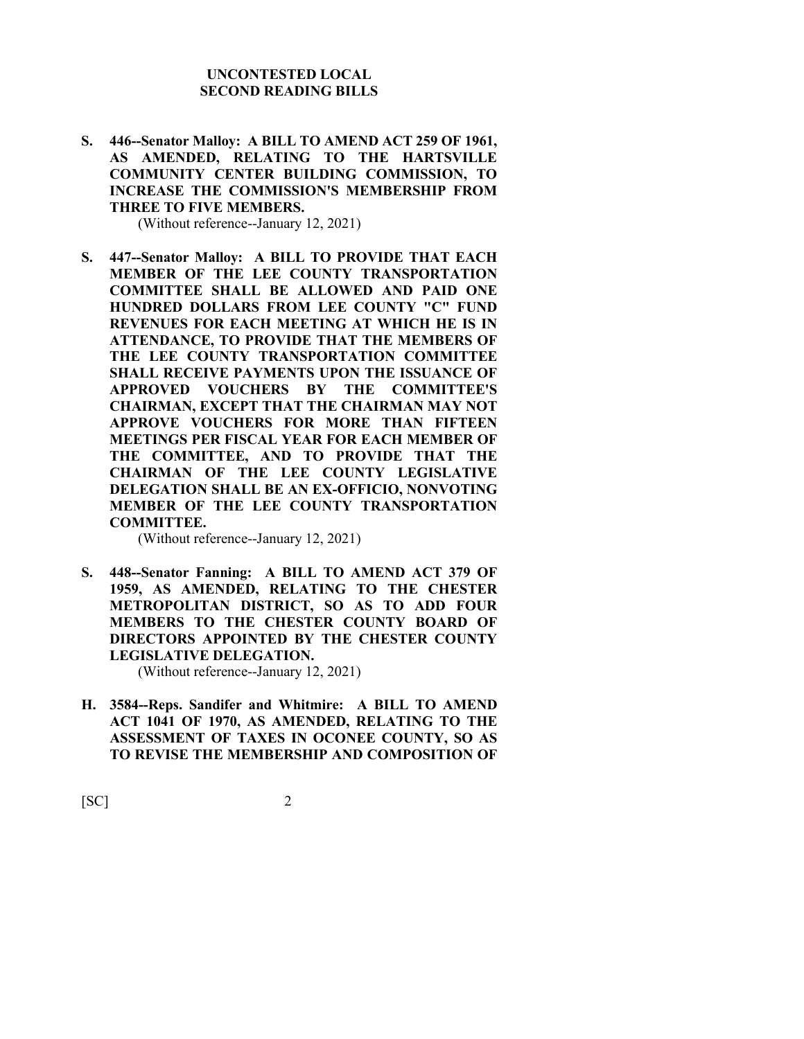## UNCONTESTED LOCAL SECOND READING BILLS

**S. 446--Senator Malloy: A BILL TO AMEND ACT 259 OF 1961, AS AMENDED, RELATING TO THE HARTSVILLE COMMUNITY CENTER BUILDING COMMISSION, TO INCREASE THE COMMISSION'S MEMBERSHIP FROM THREE TO FIVE MEMBERS.**

(Without reference--January 12, 2021)

**S. 447--Senator Malloy: A BILL TO PROVIDE THAT EACH MEMBER OF THE LEE COUNTY TRANSPORTATION COMMITTEE SHALL BE ALLOWED AND PAID ONE HUNDRED DOLLARS FROM LEE COUNTY "C" FUND REVENUES FOR EACH MEETING AT WHICH HE IS IN ATTENDANCE, TO PROVIDE THAT THE MEMBERS OF THE LEE COUNTY TRANSPORTATION COMMITTEE SHALL RECEIVE PAYMENTS UPON THE ISSUANCE OF APPROVED VOUCHERS BY THE COMMITTEE'S CHAIRMAN, EXCEPT THAT THE CHAIRMAN MAY NOT APPROVE VOUCHERS FOR MORE THAN FIFTEEN MEETINGS PER FISCAL YEAR FOR EACH MEMBER OF THE COMMITTEE, AND TO PROVIDE THAT THE CHAIRMAN OF THE LEE COUNTY LEGISLATIVE DELEGATION SHALL BE AN EX-OFFICIO, NONVOTING MEMBER OF THE LEE COUNTY TRANSPORTATION COMMITTEE.**

(Without reference--January 12, 2021)

**S. 448--Senator Fanning: A BILL TO AMEND ACT 379 OF 1959, AS AMENDED, RELATING TO THE CHESTER METROPOLITAN DISTRICT, SO AS TO ADD FOUR MEMBERS TO THE CHESTER COUNTY BOARD OF DIRECTORS APPOINTED BY THE CHESTER COUNTY LEGISLATIVE DELEGATION.**

(Without reference--January 12, 2021)

**H. 3584--Reps. Sandifer and Whitmire: A BILL TO AMEND ACT 1041 OF 1970, AS AMENDED, RELATING TO THE ASSESSMENT OF TAXES IN OCONEE COUNTY, SO AS TO REVISE THE MEMBERSHIP AND COMPOSITION OF**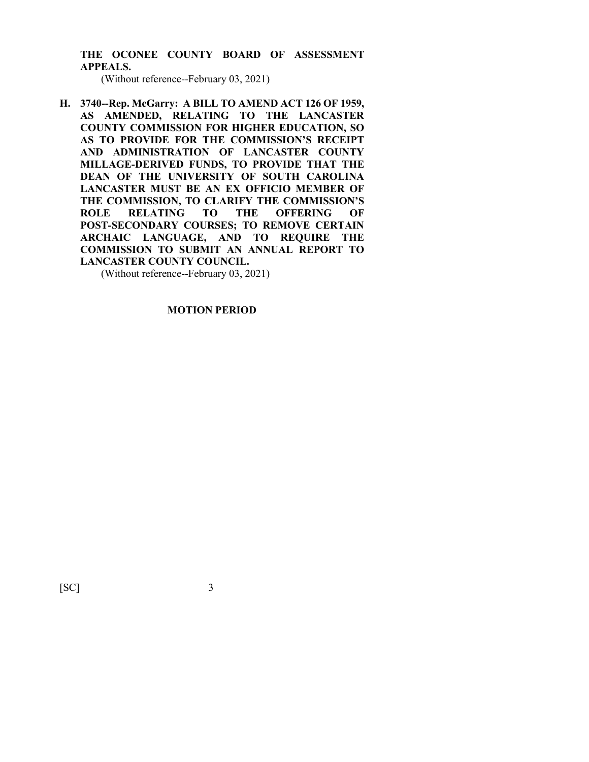**THE OCONEE COUNTY BOARD OF ASSESSMENT APPEALS.**

(Without reference--February 03, 2021)

**H. 3740--Rep. McGarry: A BILL TO AMEND ACT 126 OF 1959, AS AMENDED, RELATING TO THE LANCASTER COUNTY COMMISSION FOR HIGHER EDUCATION, SO AS TO PROVIDE FOR THE COMMISSION'S RECEIPT AND ADMINISTRATION OF LANCASTER COUNTY MILLAGE-DERIVED FUNDS, TO PROVIDE THAT THE DEAN OF THE UNIVERSITY OF SOUTH CAROLINA LANCASTER MUST BE AN EX OFFICIO MEMBER OF THE COMMISSION, TO CLARIFY THE COMMISSION'S ROLE RELATING TO THE OFFERING OF POST-SECONDARY COURSES; TO REMOVE CERTAIN ARCHAIC LANGUAGE, AND TO REQUIRE THE COMMISSION TO SUBMIT AN ANNUAL REPORT TO LANCASTER COUNTY COUNCIL.**

(Without reference--February 03, 2021)

## MOTION PERIOD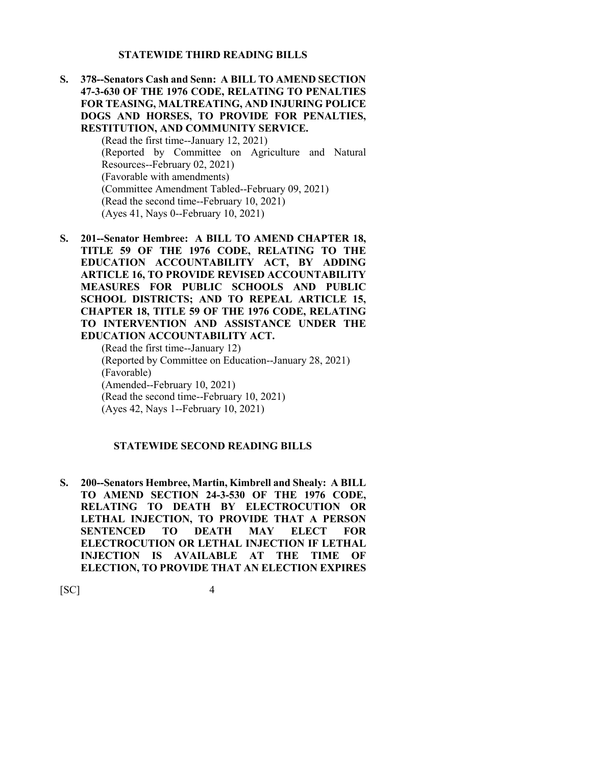### STATEWIDE THIRD READING BILLS

**S. 378--Senators Cash and Senn: A BILL TO AMEND SECTION 47-3-630 OF THE 1976 CODE, RELATING TO PENALTIES FOR TEASING, MALTREATING, AND INJURING POLICE DOGS AND HORSES, TO PROVIDE FOR PENALTIES, RESTITUTION, AND COMMUNITY SERVICE.**

(Read the first time--January 12, 2021)
(Reported by Committee on Agriculture and Natural Resources--February 02, 2021)
(Favorable with amendments)
(Committee Amendment Tabled--February 09, 2021)
(Read the second time--February 10, 2021)
(Ayes 41, Nays 0--February 10, 2021)

**S. 201--Senator Hembree: A BILL TO AMEND CHAPTER 18, TITLE 59 OF THE 1976 CODE, RELATING TO THE EDUCATION ACCOUNTABILITY ACT, BY ADDING ARTICLE 16, TO PROVIDE REVISED ACCOUNTABILITY MEASURES FOR PUBLIC SCHOOLS AND PUBLIC SCHOOL DISTRICTS; AND TO REPEAL ARTICLE 15, CHAPTER 18, TITLE 59 OF THE 1976 CODE, RELATING TO INTERVENTION AND ASSISTANCE UNDER THE EDUCATION ACCOUNTABILITY ACT.**

(Read the first time--January 12)
(Reported by Committee on Education--January 28, 2021)
(Favorable)
(Amended--February 10, 2021)
(Read the second time--February 10, 2021)
(Ayes 42, Nays 1--February 10, 2021)

### STATEWIDE SECOND READING BILLS

**S. 200--Senators Hembree, Martin, Kimbrell and Shealy: A BILL TO AMEND SECTION 24-3-530 OF THE 1976 CODE, RELATING TO DEATH BY ELECTROCUTION OR LETHAL INJECTION, TO PROVIDE THAT A PERSON SENTENCED TO DEATH MAY ELECT FOR ELECTROCUTION OR LETHAL INJECTION IF LETHAL INJECTION IS AVAILABLE AT THE TIME OF ELECTION, TO PROVIDE THAT AN ELECTION EXPIRES**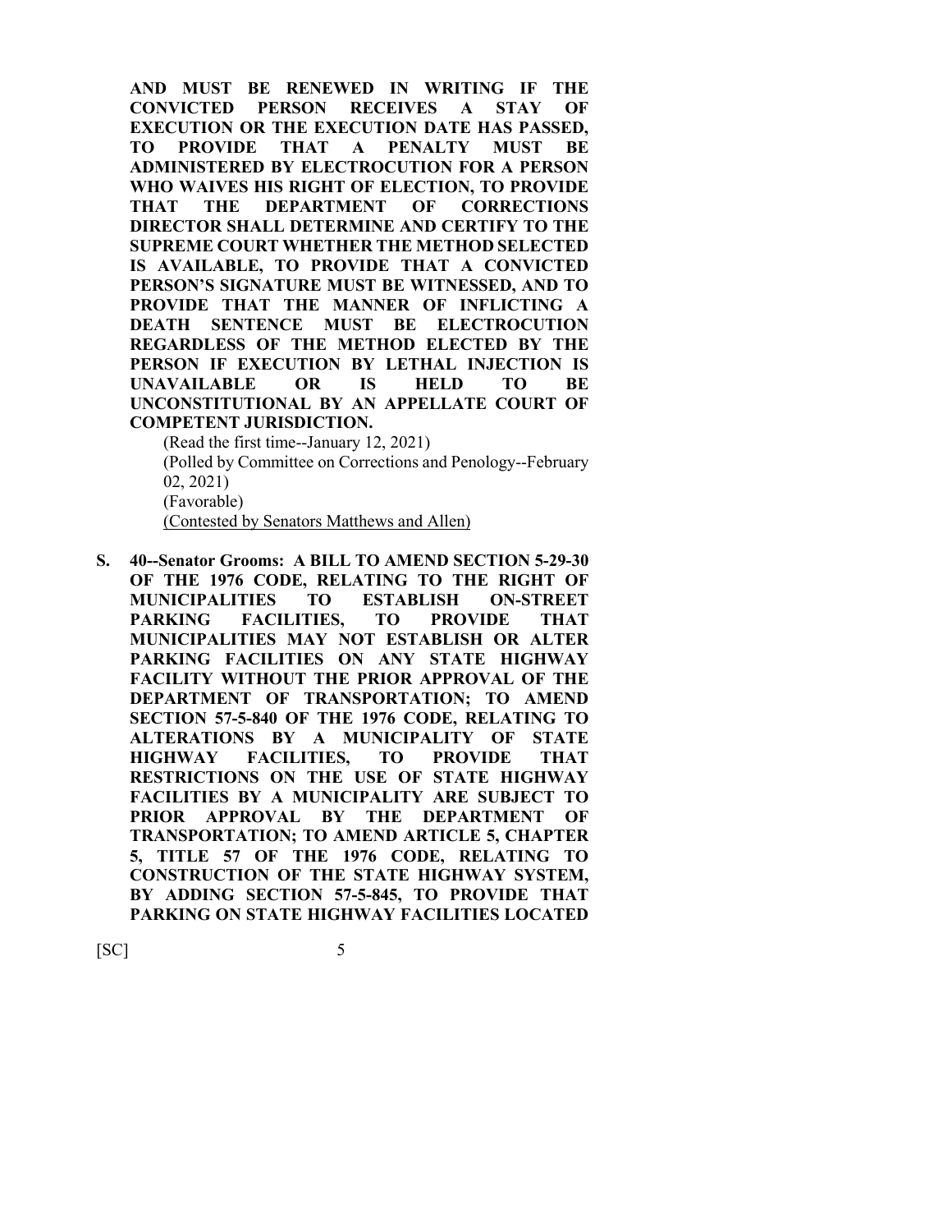**AND MUST BE RENEWED IN WRITING IF THE CONVICTED PERSON RECEIVES A STAY OF EXECUTION OR THE EXECUTION DATE HAS PASSED, TO PROVIDE THAT A PENALTY MUST BE ADMINISTERED BY ELECTROCUTION FOR A PERSON WHO WAIVES HIS RIGHT OF ELECTION, TO PROVIDE THAT THE DEPARTMENT OF CORRECTIONS DIRECTOR SHALL DETERMINE AND CERTIFY TO THE SUPREME COURT WHETHER THE METHOD SELECTED IS AVAILABLE, TO PROVIDE THAT A CONVICTED PERSON'S SIGNATURE MUST BE WITNESSED, AND TO PROVIDE THAT THE MANNER OF INFLICTING A DEATH SENTENCE MUST BE ELECTROCUTION REGARDLESS OF THE METHOD ELECTED BY THE PERSON IF EXECUTION BY LETHAL INJECTION IS UNAVAILABLE OR IS HELD TO BE UNCONSTITUTIONAL BY AN APPELLATE COURT OF COMPETENT JURISDICTION.**

(Read the first time--January 12, 2021)
(Polled by Committee on Corrections and Penology--February 02, 2021)
(Favorable)
<u>(Contested by Senators Matthews and Allen)</u>

**S. 40--Senator Grooms: A BILL TO AMEND SECTION 5-29-30 OF THE 1976 CODE, RELATING TO THE RIGHT OF MUNICIPALITIES TO ESTABLISH ON-STREET PARKING FACILITIES, TO PROVIDE THAT MUNICIPALITIES MAY NOT ESTABLISH OR ALTER PARKING FACILITIES ON ANY STATE HIGHWAY FACILITY WITHOUT THE PRIOR APPROVAL OF THE DEPARTMENT OF TRANSPORTATION; TO AMEND SECTION 57-5-840 OF THE 1976 CODE, RELATING TO ALTERATIONS BY A MUNICIPALITY OF STATE HIGHWAY FACILITIES, TO PROVIDE THAT RESTRICTIONS ON THE USE OF STATE HIGHWAY FACILITIES BY A MUNICIPALITY ARE SUBJECT TO PRIOR APPROVAL BY THE DEPARTMENT OF TRANSPORTATION; TO AMEND ARTICLE 5, CHAPTER 5, TITLE 57 OF THE 1976 CODE, RELATING TO CONSTRUCTION OF THE STATE HIGHWAY SYSTEM, BY ADDING SECTION 57-5-845, TO PROVIDE THAT PARKING ON STATE HIGHWAY FACILITIES LOCATED**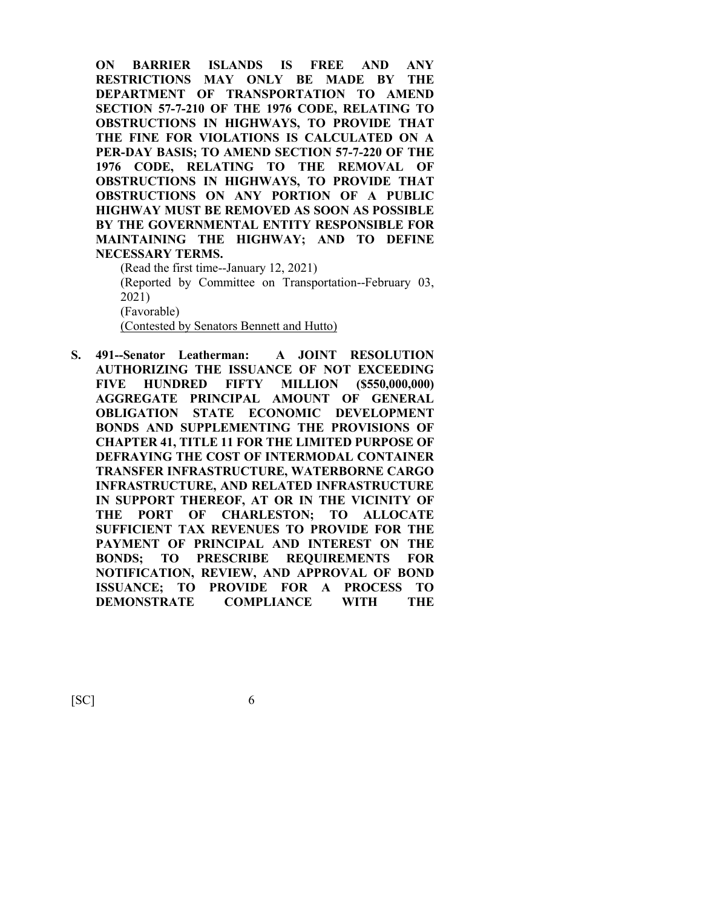**ON BARRIER ISLANDS IS FREE AND ANY RESTRICTIONS MAY ONLY BE MADE BY THE DEPARTMENT OF TRANSPORTATION TO AMEND SECTION 57-7-210 OF THE 1976 CODE, RELATING TO OBSTRUCTIONS IN HIGHWAYS, TO PROVIDE THAT THE FINE FOR VIOLATIONS IS CALCULATED ON A PER-DAY BASIS; TO AMEND SECTION 57-7-220 OF THE 1976 CODE, RELATING TO THE REMOVAL OF OBSTRUCTIONS IN HIGHWAYS, TO PROVIDE THAT OBSTRUCTIONS ON ANY PORTION OF A PUBLIC HIGHWAY MUST BE REMOVED AS SOON AS POSSIBLE BY THE GOVERNMENTAL ENTITY RESPONSIBLE FOR MAINTAINING THE HIGHWAY; AND TO DEFINE NECESSARY TERMS.**

(Read the first time--January 12, 2021)
(Reported by Committee on Transportation--February 03, 2021)
(Favorable)
(Contested by Senators Bennett and Hutto)

**S. 491--Senator Leatherman: A JOINT RESOLUTION AUTHORIZING THE ISSUANCE OF NOT EXCEEDING FIVE HUNDRED FIFTY MILLION ($550,000,000) AGGREGATE PRINCIPAL AMOUNT OF GENERAL OBLIGATION STATE ECONOMIC DEVELOPMENT BONDS AND SUPPLEMENTING THE PROVISIONS OF CHAPTER 41, TITLE 11 FOR THE LIMITED PURPOSE OF DEFRAYING THE COST OF INTERMODAL CONTAINER TRANSFER INFRASTRUCTURE, WATERBORNE CARGO INFRASTRUCTURE, AND RELATED INFRASTRUCTURE IN SUPPORT THEREOF, AT OR IN THE VICINITY OF THE PORT OF CHARLESTON; TO ALLOCATE SUFFICIENT TAX REVENUES TO PROVIDE FOR THE PAYMENT OF PRINCIPAL AND INTEREST ON THE BONDS; TO PRESCRIBE REQUIREMENTS FOR NOTIFICATION, REVIEW, AND APPROVAL OF BOND ISSUANCE; TO PROVIDE FOR A PROCESS TO DEMONSTRATE COMPLIANCE WITH THE**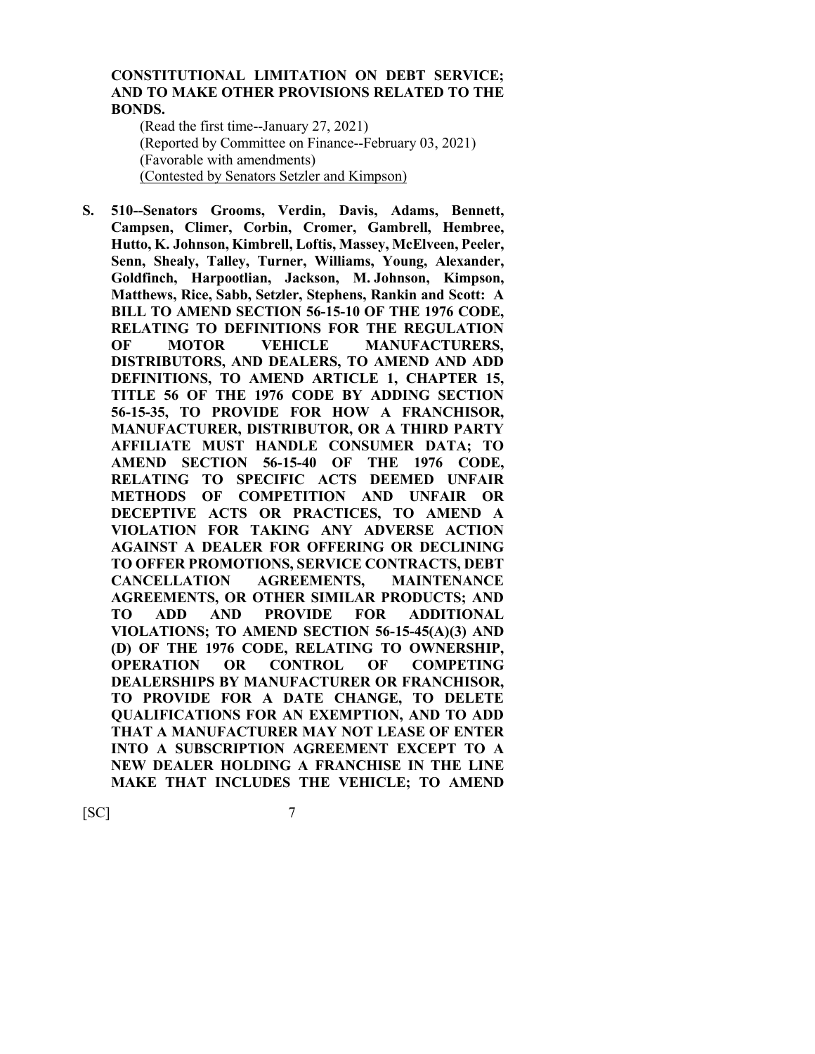**CONSTITUTIONAL LIMITATION ON DEBT SERVICE; AND TO MAKE OTHER PROVISIONS RELATED TO THE BONDS.**

(Read the first time--January 27, 2021)
(Reported by Committee on Finance--February 03, 2021)
(Favorable with amendments)
(Contested by Senators Setzler and Kimpson)

**S. 510--Senators Grooms, Verdin, Davis, Adams, Bennett, Campsen, Climer, Corbin, Cromer, Gambrell, Hembree, Hutto, K. Johnson, Kimbrell, Loftis, Massey, McElveen, Peeler, Senn, Shealy, Talley, Turner, Williams, Young, Alexander, Goldfinch, Harpootlian, Jackson, M. Johnson, Kimpson, Matthews, Rice, Sabb, Setzler, Stephens, Rankin and Scott: A BILL TO AMEND SECTION 56-15-10 OF THE 1976 CODE, RELATING TO DEFINITIONS FOR THE REGULATION OF MOTOR VEHICLE MANUFACTURERS, DISTRIBUTORS, AND DEALERS, TO AMEND AND ADD DEFINITIONS, TO AMEND ARTICLE 1, CHAPTER 15, TITLE 56 OF THE 1976 CODE BY ADDING SECTION 56-15-35, TO PROVIDE FOR HOW A FRANCHISOR, MANUFACTURER, DISTRIBUTOR, OR A THIRD PARTY AFFILIATE MUST HANDLE CONSUMER DATA; TO AMEND SECTION 56-15-40 OF THE 1976 CODE, RELATING TO SPECIFIC ACTS DEEMED UNFAIR METHODS OF COMPETITION AND UNFAIR OR DECEPTIVE ACTS OR PRACTICES, TO AMEND A VIOLATION FOR TAKING ANY ADVERSE ACTION AGAINST A DEALER FOR OFFERING OR DECLINING TO OFFER PROMOTIONS, SERVICE CONTRACTS, DEBT CANCELLATION AGREEMENTS, MAINTENANCE AGREEMENTS, OR OTHER SIMILAR PRODUCTS; AND TO ADD AND PROVIDE FOR ADDITIONAL VIOLATIONS; TO AMEND SECTION 56-15-45(A)(3) AND (D) OF THE 1976 CODE, RELATING TO OWNERSHIP, OPERATION OR CONTROL OF COMPETING DEALERSHIPS BY MANUFACTURER OR FRANCHISOR, TO PROVIDE FOR A DATE CHANGE, TO DELETE QUALIFICATIONS FOR AN EXEMPTION, AND TO ADD THAT A MANUFACTURER MAY NOT LEASE OF ENTER INTO A SUBSCRIPTION AGREEMENT EXCEPT TO A NEW DEALER HOLDING A FRANCHISE IN THE LINE MAKE THAT INCLUDES THE VEHICLE; TO AMEND**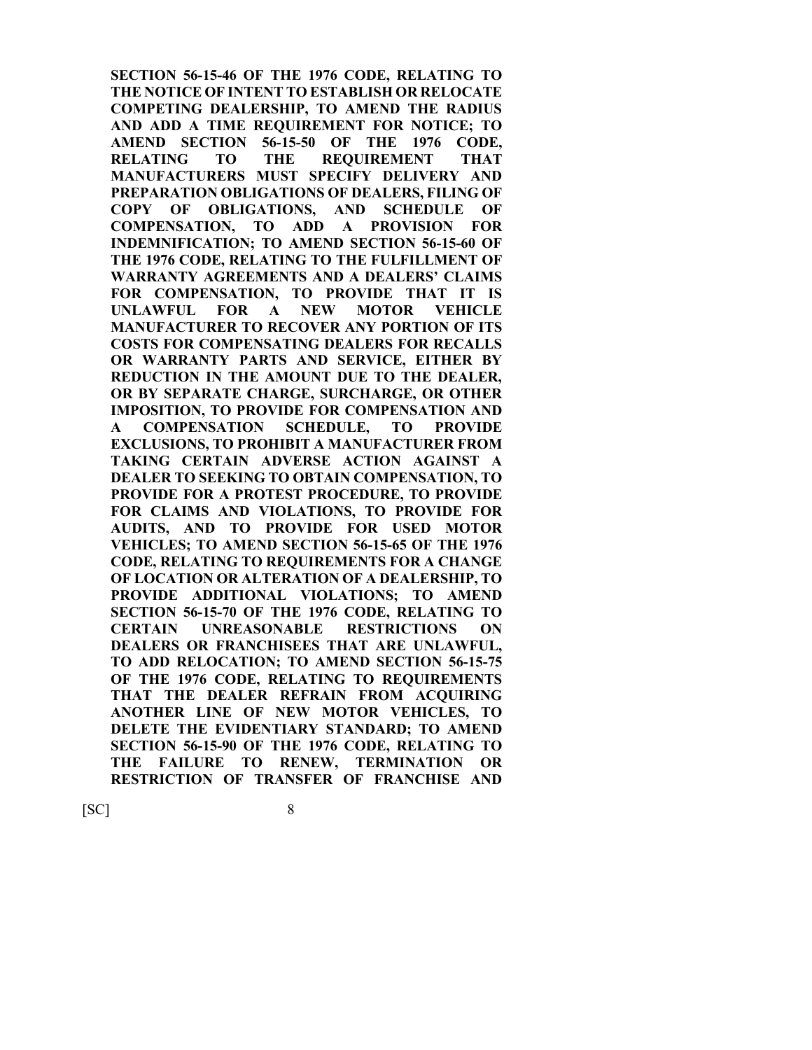**SECTION 56-15-46 OF THE 1976 CODE, RELATING TO THE NOTICE OF INTENT TO ESTABLISH OR RELOCATE COMPETING DEALERSHIP, TO AMEND THE RADIUS AND ADD A TIME REQUIREMENT FOR NOTICE; TO AMEND SECTION 56-15-50 OF THE 1976 CODE, RELATING TO THE REQUIREMENT THAT MANUFACTURERS MUST SPECIFY DELIVERY AND PREPARATION OBLIGATIONS OF DEALERS, FILING OF COPY OF OBLIGATIONS, AND SCHEDULE OF COMPENSATION, TO ADD A PROVISION FOR INDEMNIFICATION; TO AMEND SECTION 56-15-60 OF THE 1976 CODE, RELATING TO THE FULFILLMENT OF WARRANTY AGREEMENTS AND A DEALERS' CLAIMS FOR COMPENSATION, TO PROVIDE THAT IT IS UNLAWFUL FOR A NEW MOTOR VEHICLE MANUFACTURER TO RECOVER ANY PORTION OF ITS COSTS FOR COMPENSATING DEALERS FOR RECALLS OR WARRANTY PARTS AND SERVICE, EITHER BY REDUCTION IN THE AMOUNT DUE TO THE DEALER, OR BY SEPARATE CHARGE, SURCHARGE, OR OTHER IMPOSITION, TO PROVIDE FOR COMPENSATION AND A COMPENSATION SCHEDULE, TO PROVIDE EXCLUSIONS, TO PROHIBIT A MANUFACTURER FROM TAKING CERTAIN ADVERSE ACTION AGAINST A DEALER TO SEEKING TO OBTAIN COMPENSATION, TO PROVIDE FOR A PROTEST PROCEDURE, TO PROVIDE FOR CLAIMS AND VIOLATIONS, TO PROVIDE FOR AUDITS, AND TO PROVIDE FOR USED MOTOR VEHICLES; TO AMEND SECTION 56-15-65 OF THE 1976 CODE, RELATING TO REQUIREMENTS FOR A CHANGE OF LOCATION OR ALTERATION OF A DEALERSHIP, TO PROVIDE ADDITIONAL VIOLATIONS; TO AMEND SECTION 56-15-70 OF THE 1976 CODE, RELATING TO CERTAIN UNREASONABLE RESTRICTIONS ON DEALERS OR FRANCHISEES THAT ARE UNLAWFUL, TO ADD RELOCATION; TO AMEND SECTION 56-15-75 OF THE 1976 CODE, RELATING TO REQUIREMENTS THAT THE DEALER REFRAIN FROM ACQUIRING ANOTHER LINE OF NEW MOTOR VEHICLES, TO DELETE THE EVIDENTIARY STANDARD; TO AMEND SECTION 56-15-90 OF THE 1976 CODE, RELATING TO THE FAILURE TO RENEW, TERMINATION OR RESTRICTION OF TRANSFER OF FRANCHISE AND**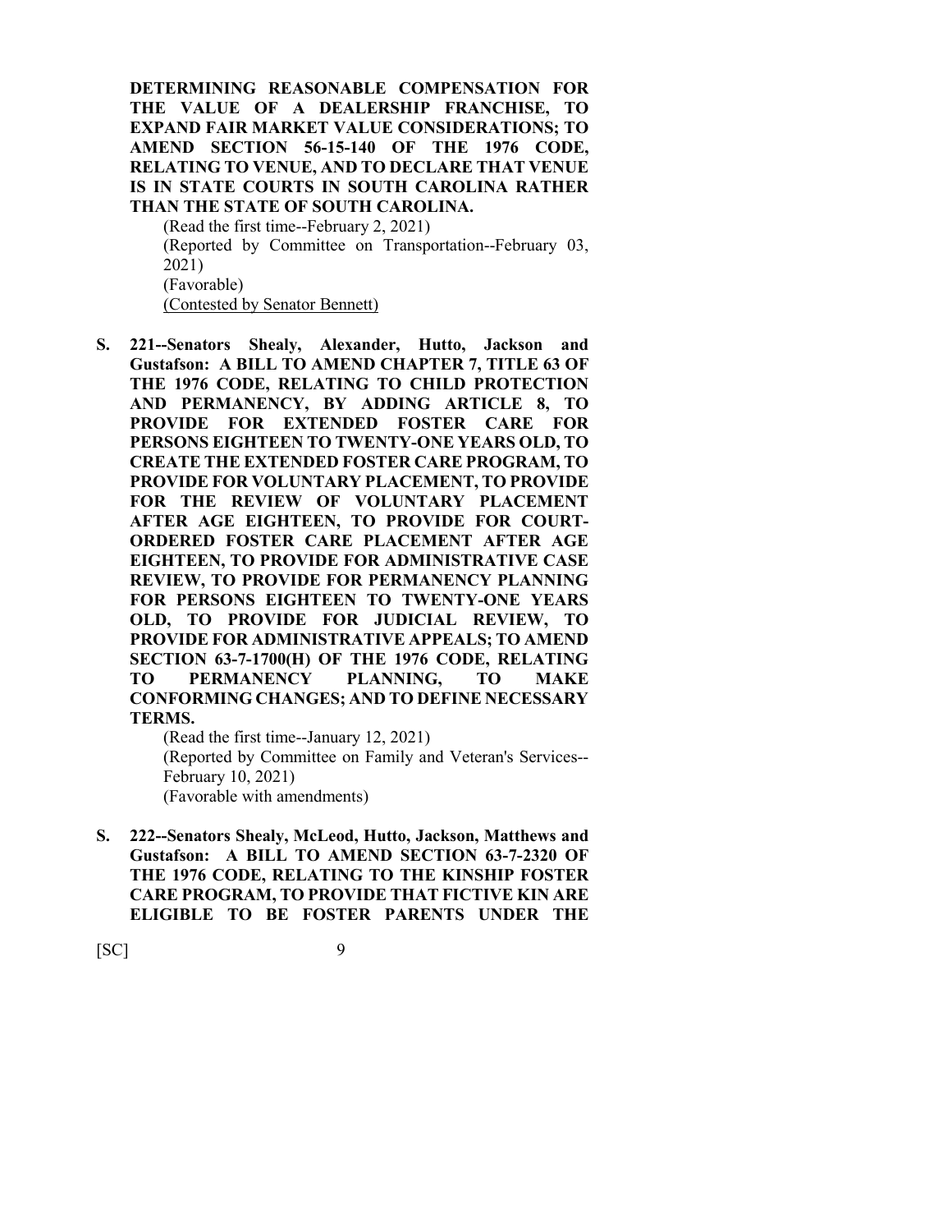**DETERMINING REASONABLE COMPENSATION FOR THE VALUE OF A DEALERSHIP FRANCHISE, TO EXPAND FAIR MARKET VALUE CONSIDERATIONS; TO AMEND SECTION 56-15-140 OF THE 1976 CODE, RELATING TO VENUE, AND TO DECLARE THAT VENUE IS IN STATE COURTS IN SOUTH CAROLINA RATHER THAN THE STATE OF SOUTH CAROLINA.**

(Read the first time--February 2, 2021)
(Reported by Committee on Transportation--February 03, 2021)
(Favorable)
(Contested by Senator Bennett)

**S. 221--Senators Shealy, Alexander, Hutto, Jackson and Gustafson: A BILL TO AMEND CHAPTER 7, TITLE 63 OF THE 1976 CODE, RELATING TO CHILD PROTECTION AND PERMANENCY, BY ADDING ARTICLE 8, TO PROVIDE FOR EXTENDED FOSTER CARE FOR PERSONS EIGHTEEN TO TWENTY-ONE YEARS OLD, TO CREATE THE EXTENDED FOSTER CARE PROGRAM, TO PROVIDE FOR VOLUNTARY PLACEMENT, TO PROVIDE FOR THE REVIEW OF VOLUNTARY PLACEMENT AFTER AGE EIGHTEEN, TO PROVIDE FOR COURT-ORDERED FOSTER CARE PLACEMENT AFTER AGE EIGHTEEN, TO PROVIDE FOR ADMINISTRATIVE CASE REVIEW, TO PROVIDE FOR PERMANENCY PLANNING FOR PERSONS EIGHTEEN TO TWENTY-ONE YEARS OLD, TO PROVIDE FOR JUDICIAL REVIEW, TO PROVIDE FOR ADMINISTRATIVE APPEALS; TO AMEND SECTION 63-7-1700(H) OF THE 1976 CODE, RELATING TO PERMANENCY PLANNING, TO MAKE CONFORMING CHANGES; AND TO DEFINE NECESSARY TERMS.**

(Read the first time--January 12, 2021)
(Reported by Committee on Family and Veteran's Services--February 10, 2021)
(Favorable with amendments)

**S. 222--Senators Shealy, McLeod, Hutto, Jackson, Matthews and Gustafson: A BILL TO AMEND SECTION 63-7-2320 OF THE 1976 CODE, RELATING TO THE KINSHIP FOSTER CARE PROGRAM, TO PROVIDE THAT FICTIVE KIN ARE ELIGIBLE TO BE FOSTER PARENTS UNDER THE**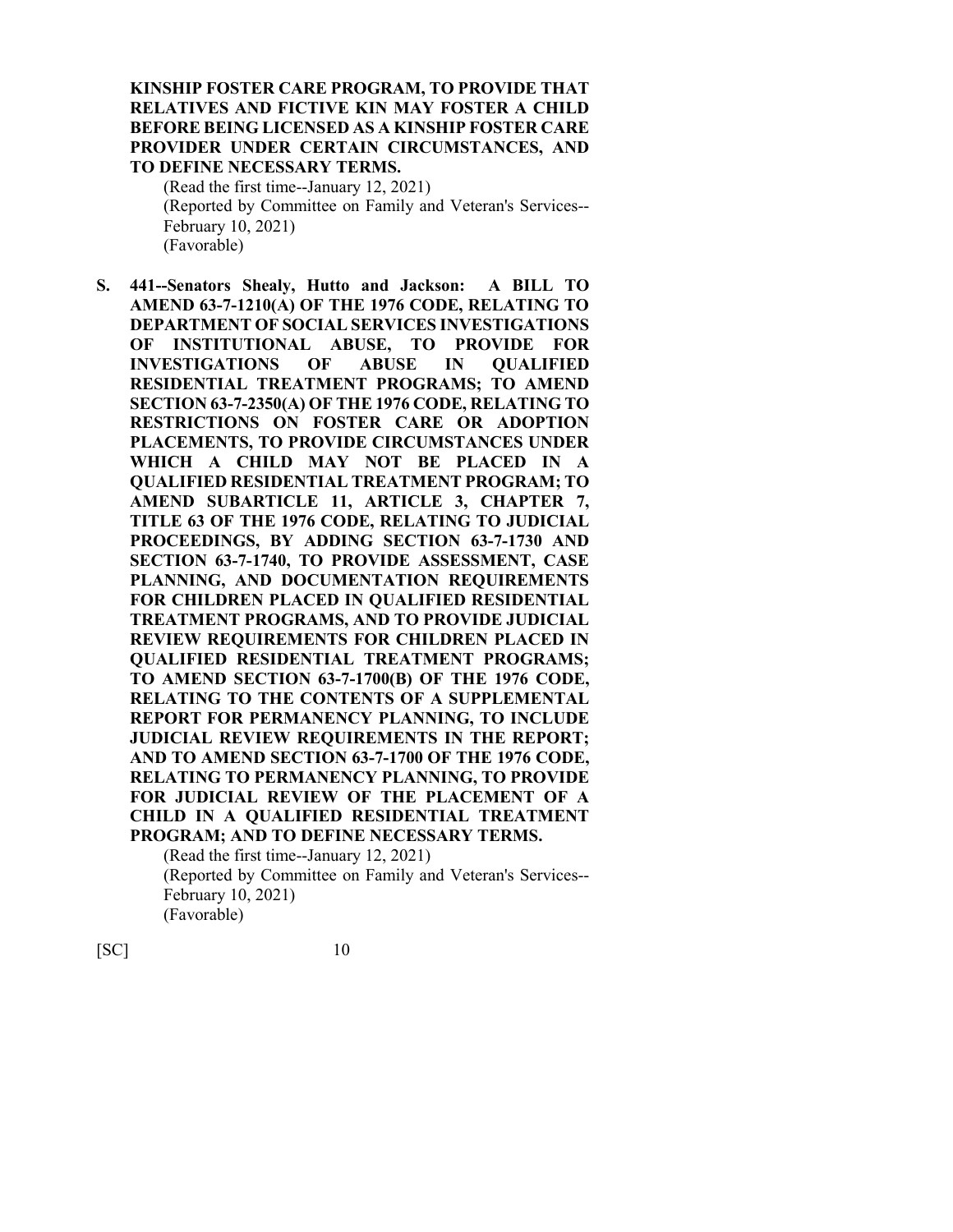**KINSHIP FOSTER CARE PROGRAM, TO PROVIDE THAT RELATIVES AND FICTIVE KIN MAY FOSTER A CHILD BEFORE BEING LICENSED AS A KINSHIP FOSTER CARE PROVIDER UNDER CERTAIN CIRCUMSTANCES, AND TO DEFINE NECESSARY TERMS.**

(Read the first time--January 12, 2021)
(Reported by Committee on Family and Veteran's Services--February 10, 2021)
(Favorable)

**S. 441--Senators Shealy, Hutto and Jackson: A BILL TO AMEND 63-7-1210(A) OF THE 1976 CODE, RELATING TO DEPARTMENT OF SOCIAL SERVICES INVESTIGATIONS OF INSTITUTIONAL ABUSE, TO PROVIDE FOR INVESTIGATIONS OF ABUSE IN QUALIFIED RESIDENTIAL TREATMENT PROGRAMS; TO AMEND SECTION 63-7-2350(A) OF THE 1976 CODE, RELATING TO RESTRICTIONS ON FOSTER CARE OR ADOPTION PLACEMENTS, TO PROVIDE CIRCUMSTANCES UNDER WHICH A CHILD MAY NOT BE PLACED IN A QUALIFIED RESIDENTIAL TREATMENT PROGRAM; TO AMEND SUBARTICLE 11, ARTICLE 3, CHAPTER 7, TITLE 63 OF THE 1976 CODE, RELATING TO JUDICIAL PROCEEDINGS, BY ADDING SECTION 63-7-1730 AND SECTION 63-7-1740, TO PROVIDE ASSESSMENT, CASE PLANNING, AND DOCUMENTATION REQUIREMENTS FOR CHILDREN PLACED IN QUALIFIED RESIDENTIAL TREATMENT PROGRAMS, AND TO PROVIDE JUDICIAL REVIEW REQUIREMENTS FOR CHILDREN PLACED IN QUALIFIED RESIDENTIAL TREATMENT PROGRAMS; TO AMEND SECTION 63-7-1700(B) OF THE 1976 CODE, RELATING TO THE CONTENTS OF A SUPPLEMENTAL REPORT FOR PERMANENCY PLANNING, TO INCLUDE JUDICIAL REVIEW REQUIREMENTS IN THE REPORT; AND TO AMEND SECTION 63-7-1700 OF THE 1976 CODE, RELATING TO PERMANENCY PLANNING, TO PROVIDE FOR JUDICIAL REVIEW OF THE PLACEMENT OF A CHILD IN A QUALIFIED RESIDENTIAL TREATMENT PROGRAM; AND TO DEFINE NECESSARY TERMS.**

(Read the first time--January 12, 2021)
(Reported by Committee on Family and Veteran's Services--February 10, 2021)
(Favorable)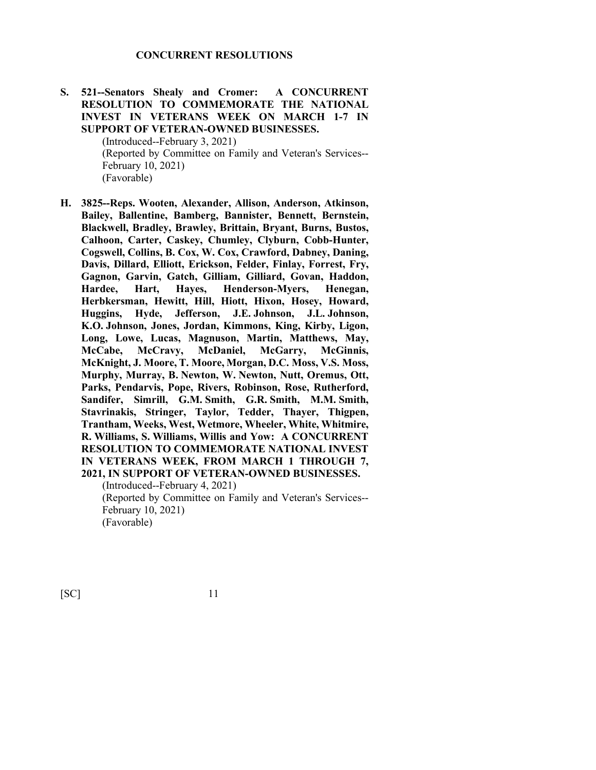## CONCURRENT RESOLUTIONS

**S. 521--Senators Shealy and Cromer: A CONCURRENT RESOLUTION TO COMMEMORATE THE NATIONAL INVEST IN VETERANS WEEK ON MARCH 1-7 IN SUPPORT OF VETERAN-OWNED BUSINESSES.**

(Introduced--February 3, 2021)
(Reported by Committee on Family and Veteran's Services--February 10, 2021)
(Favorable)

**H. 3825--Reps. Wooten, Alexander, Allison, Anderson, Atkinson, Bailey, Ballentine, Bamberg, Bannister, Bennett, Bernstein, Blackwell, Bradley, Brawley, Brittain, Bryant, Burns, Bustos, Calhoon, Carter, Caskey, Chumley, Clyburn, Cobb-Hunter, Cogswell, Collins, B. Cox, W. Cox, Crawford, Dabney, Daning, Davis, Dillard, Elliott, Erickson, Felder, Finlay, Forrest, Fry, Gagnon, Garvin, Gatch, Gilliam, Gilliard, Govan, Haddon, Hardee, Hart, Hayes, Henderson-Myers, Henegan, Herbkersman, Hewitt, Hill, Hiott, Hixon, Hosey, Howard, Huggins, Hyde, Jefferson, J.E. Johnson, J.L. Johnson, K.O. Johnson, Jones, Jordan, Kimmons, King, Kirby, Ligon, Long, Lowe, Lucas, Magnuson, Martin, Matthews, May, McCabe, McCravy, McDaniel, McGarry, McGinnis, McKnight, J. Moore, T. Moore, Morgan, D.C. Moss, V.S. Moss, Murphy, Murray, B. Newton, W. Newton, Nutt, Oremus, Ott, Parks, Pendarvis, Pope, Rivers, Robinson, Rose, Rutherford, Sandifer, Simrill, G.M. Smith, G.R. Smith, M.M. Smith, Stavrinakis, Stringer, Taylor, Tedder, Thayer, Thigpen, Trantham, Weeks, West, Wetmore, Wheeler, White, Whitmire, R. Williams, S. Williams, Willis and Yow: A CONCURRENT RESOLUTION TO COMMEMORATE NATIONAL INVEST IN VETERANS WEEK, FROM MARCH 1 THROUGH 7, 2021, IN SUPPORT OF VETERAN-OWNED BUSINESSES.**

(Introduced--February 4, 2021)
(Reported by Committee on Family and Veteran's Services--February 10, 2021)
(Favorable)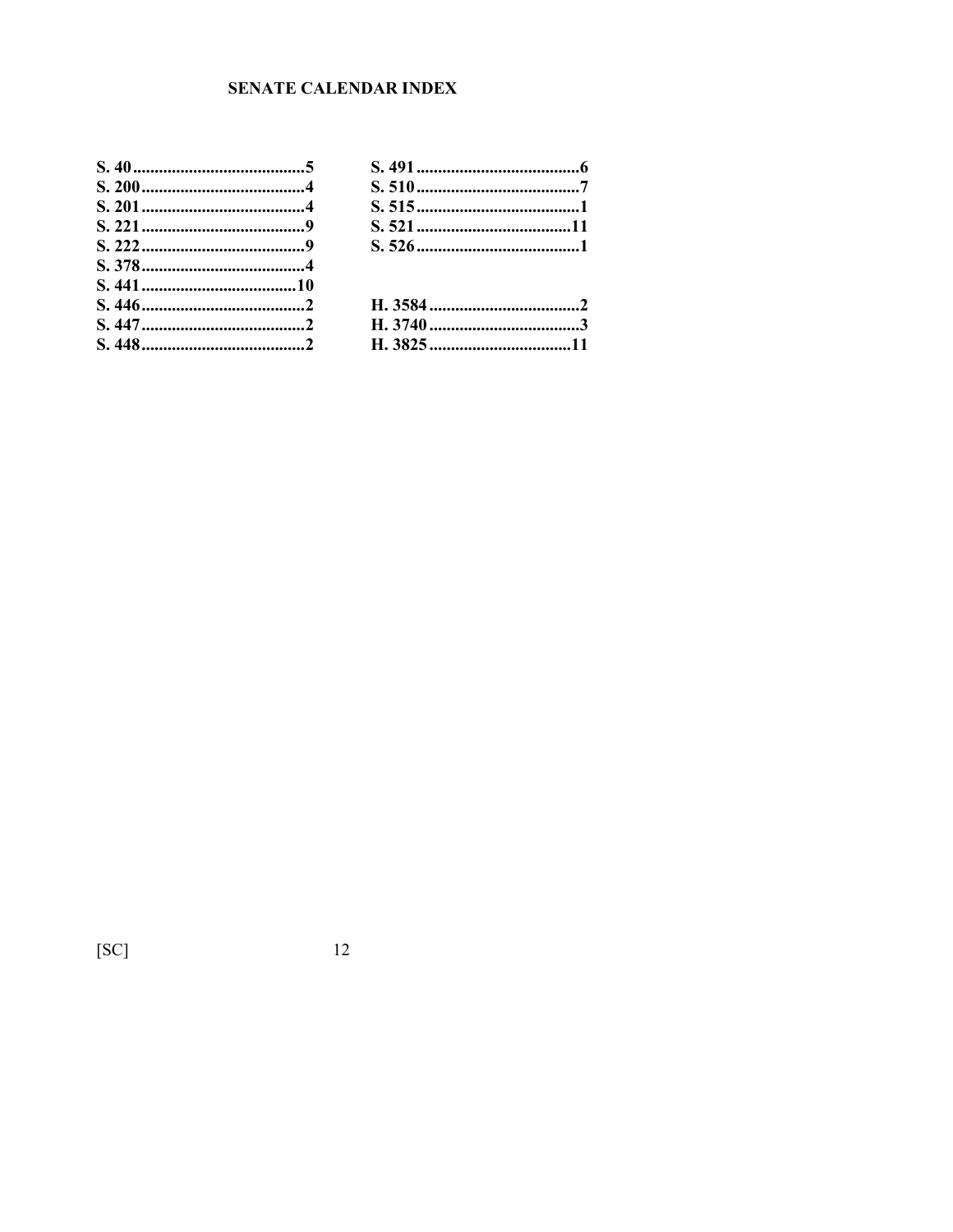# SENATE CALENDAR INDEX

**S. 40........................................5**
**S. 200......................................4**
**S. 201......................................4**
**S. 221......................................9**
**S. 222......................................9**
**S. 378......................................4**
**S. 441....................................10**
**S. 446......................................2**
**S. 447......................................2**
**S. 448......................................2**

**S. 491......................................6**
**S. 510......................................7**
**S. 515......................................1**
**S. 521....................................11**
**S. 526......................................1**

**H. 3584...................................2**
**H. 3740...................................3**
**H. 3825.................................11**